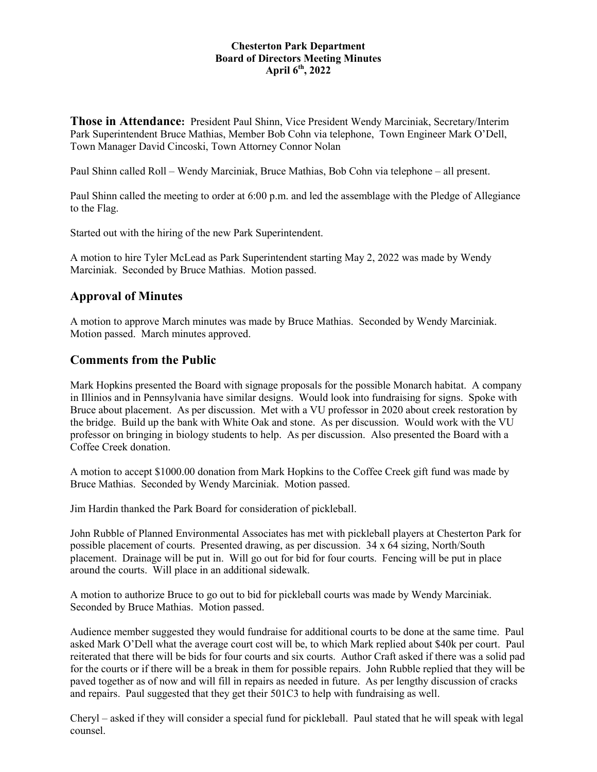**Chesterton Park Department**
**Board of Directors Meeting Minutes**
**April 6th, 2022**

**Those in Attendance:** President Paul Shinn, Vice President Wendy Marciniak, Secretary/Interim Park Superintendent Bruce Mathias, Member Bob Cohn via telephone, Town Engineer Mark O'Dell, Town Manager David Cincoski, Town Attorney Connor Nolan

Paul Shinn called Roll – Wendy Marciniak, Bruce Mathias, Bob Cohn via telephone – all present.

Paul Shinn called the meeting to order at 6:00 p.m. and led the assemblage with the Pledge of Allegiance to the Flag.

Started out with the hiring of the new Park Superintendent.

A motion to hire Tyler McLead as Park Superintendent starting May 2, 2022 was made by Wendy Marciniak. Seconded by Bruce Mathias. Motion passed.

## Approval of Minutes

A motion to approve March minutes was made by Bruce Mathias. Seconded by Wendy Marciniak. Motion passed. March minutes approved.

## Comments from the Public

Mark Hopkins presented the Board with signage proposals for the possible Monarch habitat. A company in Illinios and in Pennsylvania have similar designs. Would look into fundraising for signs. Spoke with Bruce about placement. As per discussion. Met with a VU professor in 2020 about creek restoration by the bridge. Build up the bank with White Oak and stone. As per discussion. Would work with the VU professor on bringing in biology students to help. As per discussion. Also presented the Board with a Coffee Creek donation.

A motion to accept $1000.00 donation from Mark Hopkins to the Coffee Creek gift fund was made by Bruce Mathias. Seconded by Wendy Marciniak. Motion passed.

Jim Hardin thanked the Park Board for consideration of pickleball.

John Rubble of Planned Environmental Associates has met with pickleball players at Chesterton Park for possible placement of courts. Presented drawing, as per discussion. 34 x 64 sizing, North/South placement. Drainage will be put in. Will go out for bid for four courts. Fencing will be put in place around the courts. Will place in an additional sidewalk.

A motion to authorize Bruce to go out to bid for pickleball courts was made by Wendy Marciniak. Seconded by Bruce Mathias. Motion passed.

Audience member suggested they would fundraise for additional courts to be done at the same time. Paul asked Mark O'Dell what the average court cost will be, to which Mark replied about $40k per court. Paul reiterated that there will be bids for four courts and six courts. Author Craft asked if there was a solid pad for the courts or if there will be a break in them for possible repairs. John Rubble replied that they will be paved together as of now and will fill in repairs as needed in future. As per lengthy discussion of cracks and repairs. Paul suggested that they get their 501C3 to help with fundraising as well.

Cheryl – asked if they will consider a special fund for pickleball. Paul stated that he will speak with legal counsel.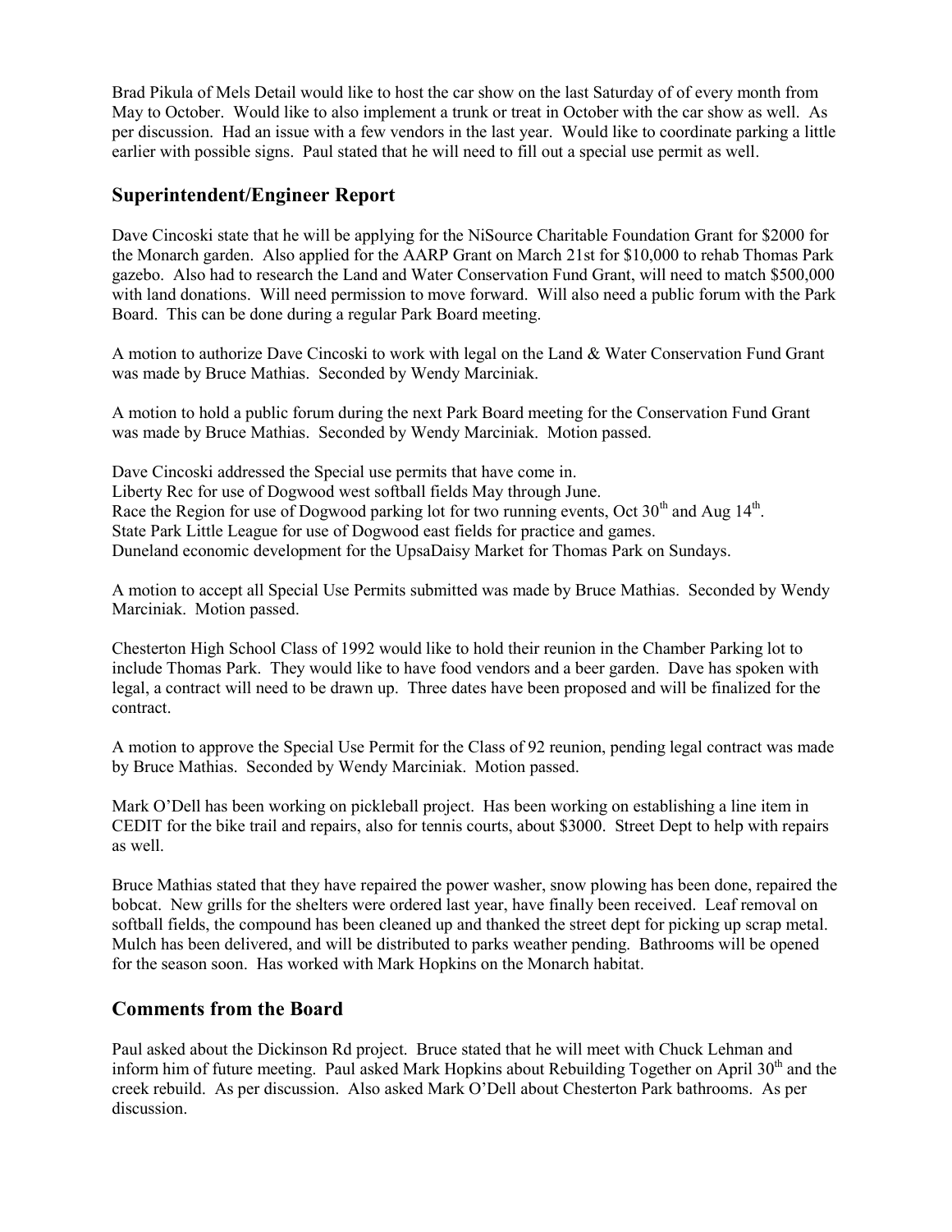Brad Pikula of Mels Detail would like to host the car show on the last Saturday of of every month from May to October. Would like to also implement a trunk or treat in October with the car show as well. As per discussion. Had an issue with a few vendors in the last year. Would like to coordinate parking a little earlier with possible signs. Paul stated that he will need to fill out a special use permit as well.

## Superintendent/Engineer Report

Dave Cincoski state that he will be applying for the NiSource Charitable Foundation Grant for $2000 for the Monarch garden. Also applied for the AARP Grant on March 21st for $10,000 to rehab Thomas Park gazebo. Also had to research the Land and Water Conservation Fund Grant, will need to match $500,000 with land donations. Will need permission to move forward. Will also need a public forum with the Park Board. This can be done during a regular Park Board meeting.

A motion to authorize Dave Cincoski to work with legal on the Land & Water Conservation Fund Grant was made by Bruce Mathias. Seconded by Wendy Marciniak.

A motion to hold a public forum during the next Park Board meeting for the Conservation Fund Grant was made by Bruce Mathias. Seconded by Wendy Marciniak. Motion passed.

Dave Cincoski addressed the Special use permits that have come in.
Liberty Rec for use of Dogwood west softball fields May through June.
Race the Region for use of Dogwood parking lot for two running events, Oct 30th and Aug 14th.
State Park Little League for use of Dogwood east fields for practice and games.
Duneland economic development for the UpsaDaisy Market for Thomas Park on Sundays.

A motion to accept all Special Use Permits submitted was made by Bruce Mathias. Seconded by Wendy Marciniak. Motion passed.

Chesterton High School Class of 1992 would like to hold their reunion in the Chamber Parking lot to include Thomas Park. They would like to have food vendors and a beer garden. Dave has spoken with legal, a contract will need to be drawn up. Three dates have been proposed and will be finalized for the contract.

A motion to approve the Special Use Permit for the Class of 92 reunion, pending legal contract was made by Bruce Mathias. Seconded by Wendy Marciniak. Motion passed.

Mark O'Dell has been working on pickleball project. Has been working on establishing a line item in CEDIT for the bike trail and repairs, also for tennis courts, about $3000. Street Dept to help with repairs as well.

Bruce Mathias stated that they have repaired the power washer, snow plowing has been done, repaired the bobcat. New grills for the shelters were ordered last year, have finally been received. Leaf removal on softball fields, the compound has been cleaned up and thanked the street dept for picking up scrap metal. Mulch has been delivered, and will be distributed to parks weather pending. Bathrooms will be opened for the season soon. Has worked with Mark Hopkins on the Monarch habitat.

## Comments from the Board

Paul asked about the Dickinson Rd project. Bruce stated that he will meet with Chuck Lehman and inform him of future meeting. Paul asked Mark Hopkins about Rebuilding Together on April 30th and the creek rebuild. As per discussion. Also asked Mark O'Dell about Chesterton Park bathrooms. As per discussion.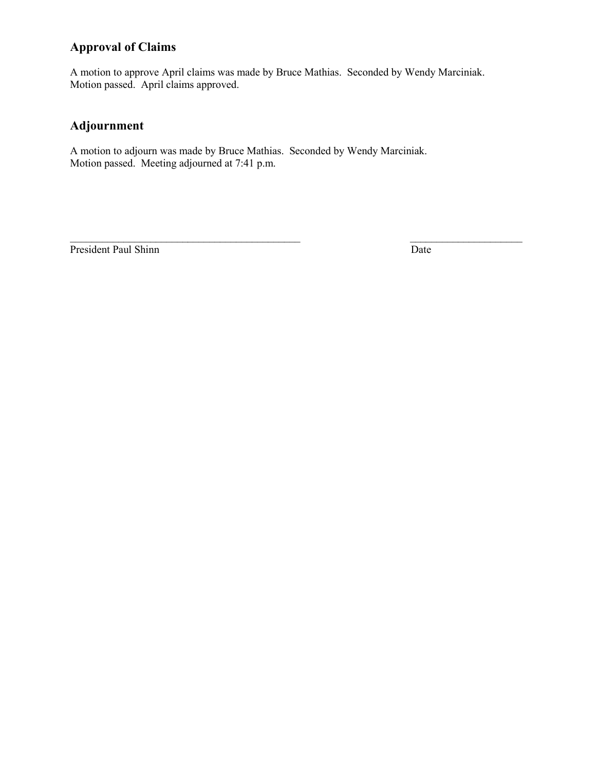## Approval of Claims

A motion to approve April claims was made by Bruce Mathias. Seconded by Wendy Marciniak. Motion passed. April claims approved.

## Adjournment

A motion to adjourn was made by Bruce Mathias. Seconded by Wendy Marciniak. Motion passed. Meeting adjourned at 7:41 p.m.

_______________________________________________ ______________________

President Paul Shinn Date